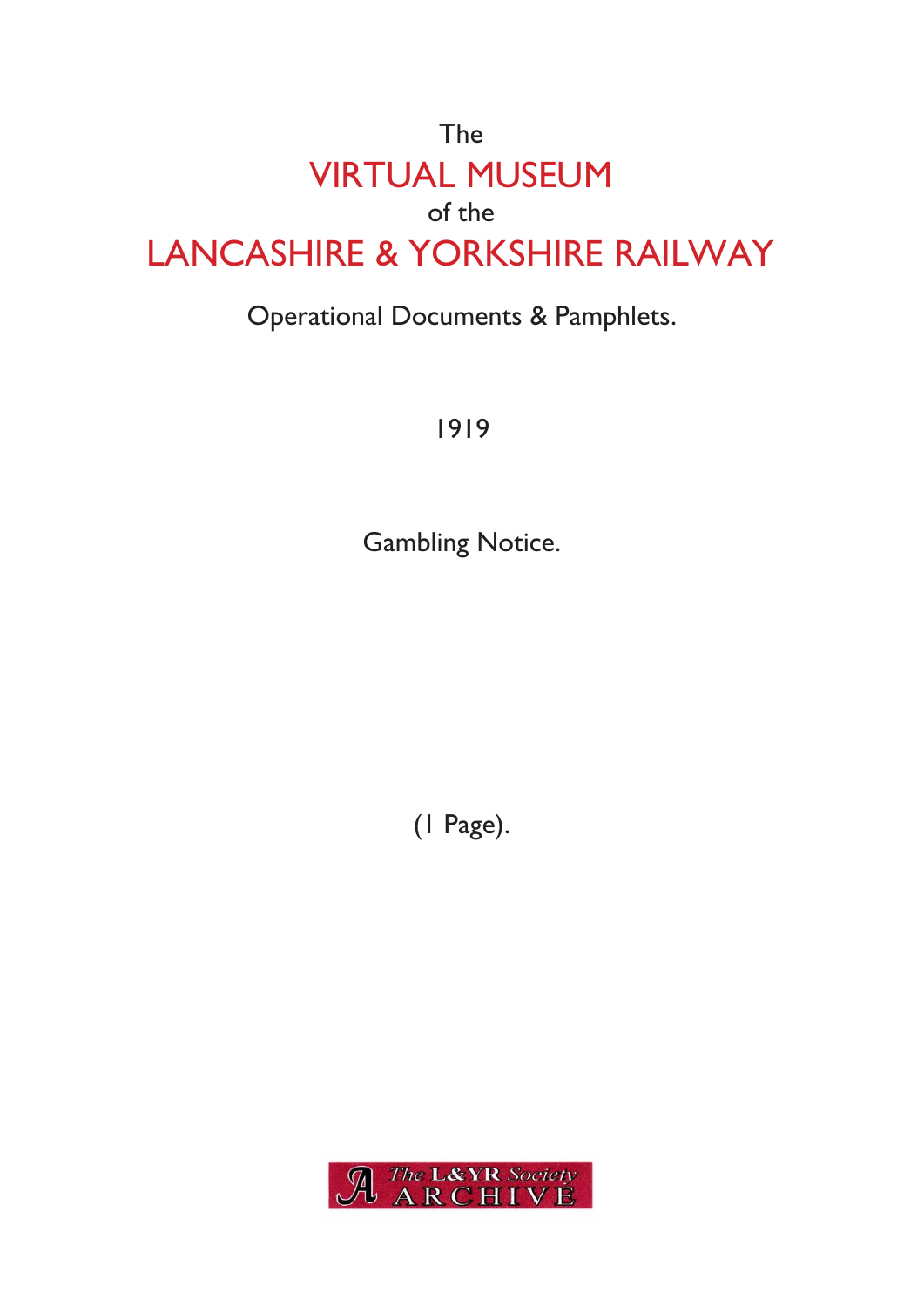The

# VIRTUAL MUSEUM

of the

# LANCASHIRE & YORKSHIRE RAILWAY

Operational Documents & Pamphlets.

1919

Gambling Notice.

(1 Page).

The L&YR Society ARCHIVE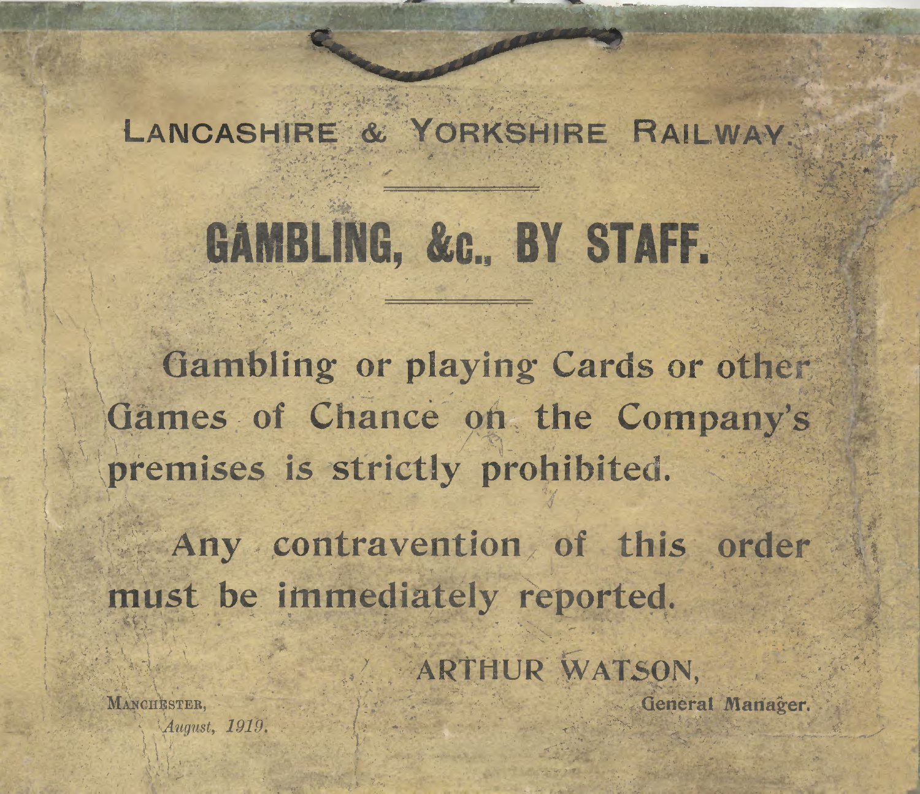LANCASHIRE & YORKSHIRE RAILWAY.

# GAMBLING, &c., BY STAFF.

Gambling or playing Cards or other Games of Chance on the Company's premises is strictly prohibited.

Any contravention of this order must be immediately reported.

ARTHUR WATSON,
General Manager.

MANCHESTER,
*August, 1919.*